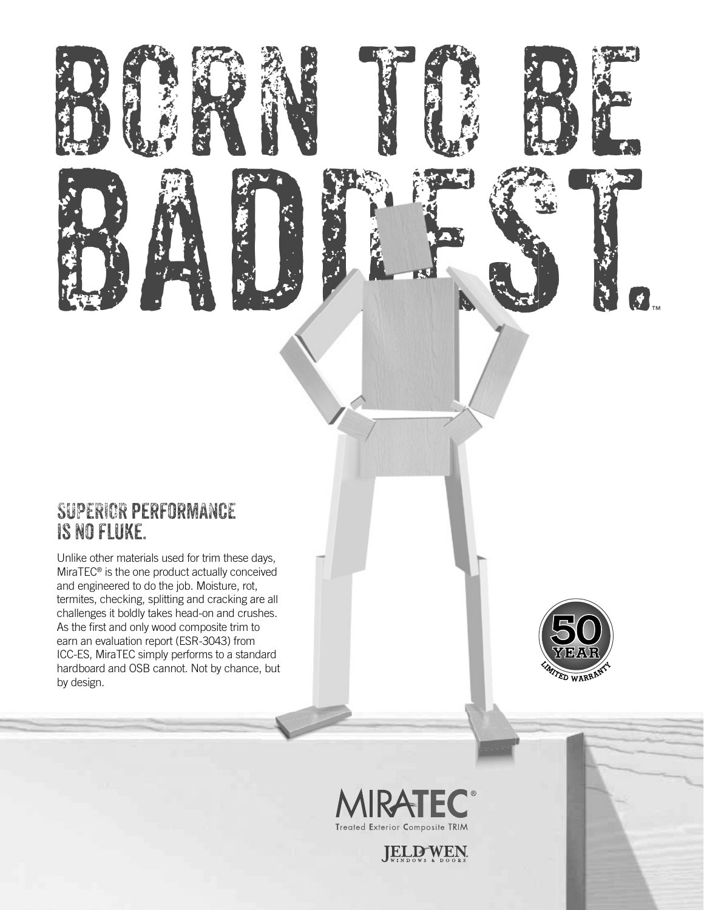# BORN TO BE BADDEST.™

## SUPERIOR PERFORMANCE IS NO FLUKE.

Unlike other materials used for trim these days, MiraTEC® is the one product actually conceived and engineered to do the job. Moisture, rot, termites, checking, splitting and cracking are all challenges it boldly takes head-on and crushes. As the first and only wood composite trim to earn an evaluation report (ESR-3043) from ICC-ES, MiraTEC simply performs to a standard hardboard and OSB cannot. Not by chance, but by design.

50 YEAR LIMITED WARRANTY

MIRATEC®
Treated Exterior Composite TRIM

JELD-WEN.
WINDOWS & DOORS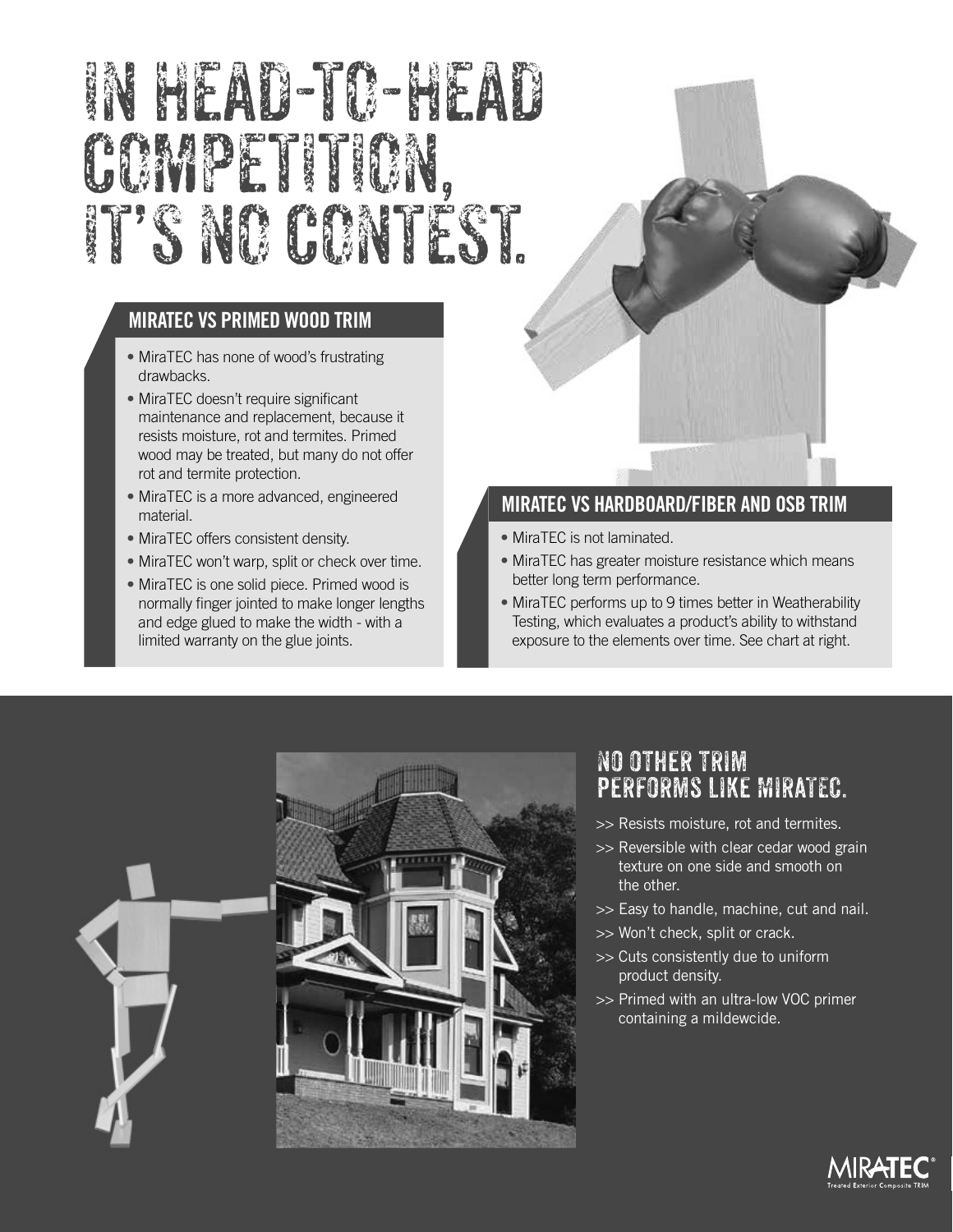# IN HEAD-TO-HEAD COMPETITION, IT'S NO CONTEST.

## MIRATEC VS PRIMED WOOD TRIM

- MiraTEC has none of wood's frustrating drawbacks.
- MiraTEC doesn't require significant maintenance and replacement, because it resists moisture, rot and termites. Primed wood may be treated, but many do not offer rot and termite protection.
- MiraTEC is a more advanced, engineered material.
- MiraTEC offers consistent density.
- MiraTEC won't warp, split or check over time.
- MiraTEC is one solid piece. Primed wood is normally finger jointed to make longer lengths and edge glued to make the width - with a limited warranty on the glue joints.

## MIRATEC VS HARDBOARD/FIBER AND OSB TRIM

- MiraTEC is not laminated.
- MiraTEC has greater moisture resistance which means better long term performance.
- MiraTEC performs up to 9 times better in Weatherability Testing, which evaluates a product's ability to withstand exposure to the elements over time. See chart at right.

## NO OTHER TRIM PERFORMS LIKE MIRATEC.

>> Resists moisture, rot and termites.

>> Reversible with clear cedar wood grain texture on one side and smooth on the other.

>> Easy to handle, machine, cut and nail.

>> Won't check, split or crack.

>> Cuts consistently due to uniform product density.

>> Primed with an ultra-low VOC primer containing a mildewcide.

MIRATEC® Treated Exterior Composite TRIM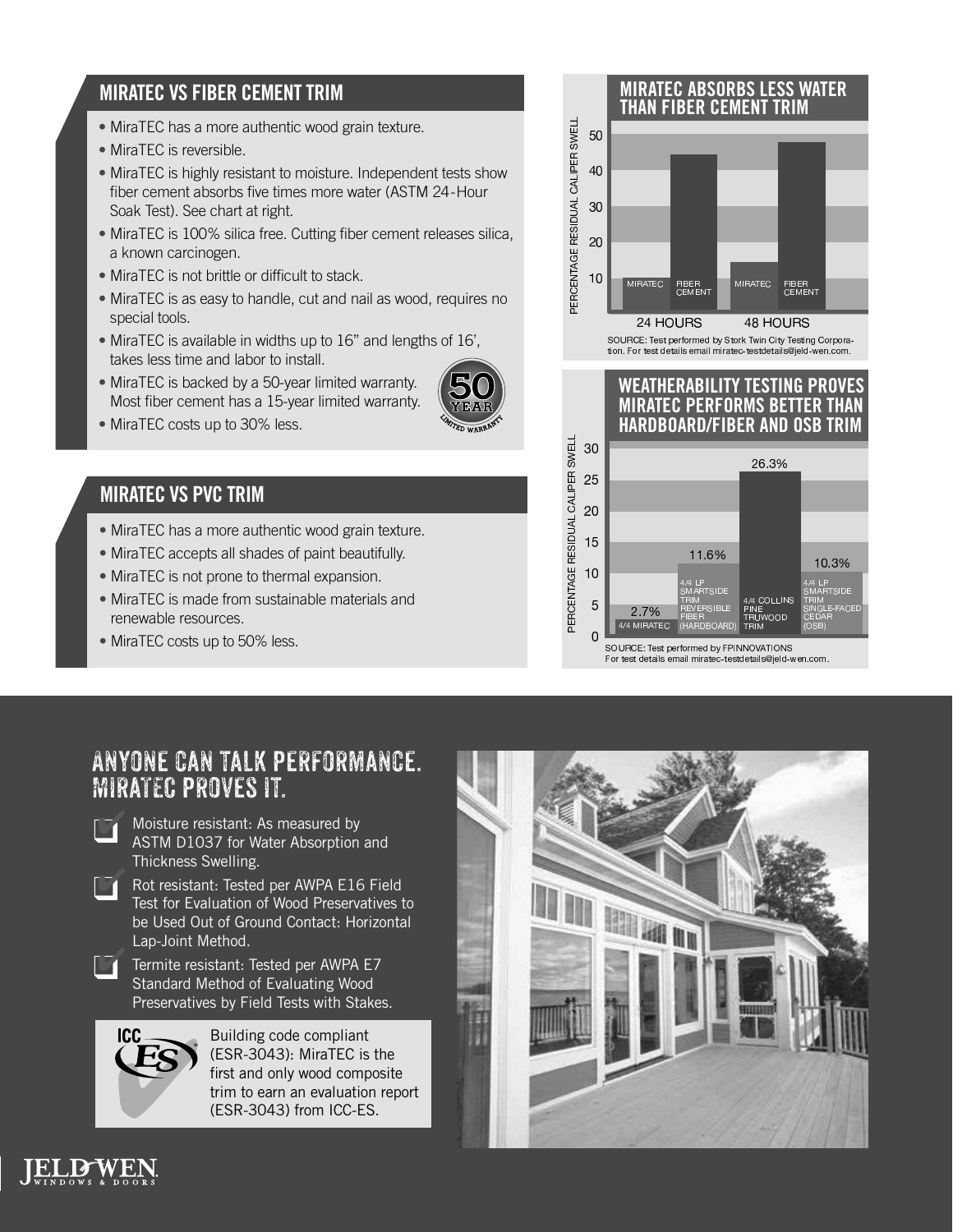## MIRATEC VS FIBER CEMENT TRIM

- MiraTEC has a more authentic wood grain texture.
- MiraTEC is reversible.
- MiraTEC is highly resistant to moisture. Independent tests show fiber cement absorbs five times more water (ASTM 24-Hour Soak Test). See chart at right.
- MiraTEC is 100% silica free. Cutting fiber cement releases silica, a known carcinogen.
- MiraTEC is not brittle or difficult to stack.
- MiraTEC is as easy to handle, cut and nail as wood, requires no special tools.
- MiraTEC is available in widths up to 16" and lengths of 16', takes less time and labor to install.
- MiraTEC is backed by a 50-year limited warranty. Most fiber cement has a 15-year limited warranty.
- MiraTEC costs up to 30% less.

50 YEAR LIMITED WARRANTY

## MIRATEC VS PVC TRIM

- MiraTEC has a more authentic wood grain texture.
- MiraTEC accepts all shades of paint beautifully.
- MiraTEC is not prone to thermal expansion.
- MiraTEC is made from sustainable materials and renewable resources.
- MiraTEC costs up to 50% less.

## MIRATEC ABSORBS LESS WATER THAN FIBER CEMENT TRIM

PERCENTAGE RESIDUAL CALIPER SWELL

| | MIRATEC | FIBER CEMENT |
|---|---|---|
| 24 HOURS | ~9 | ~44 |
| 48 HOURS | ~14 | ~47 |

SOURCE: Test performed by Stork Twin City Testing Corporation. For test details email miratec-testdetails@jeld-wen.com.

## WEATHERABILITY TESTING PROVES MIRATEC PERFORMS BETTER THAN HARDBOARD/FIBER AND OSB TRIM

PERCENTAGE RESIDUAL CALIPER SWELL

| Product | Residual Caliper Swell |
|---|---|
| 4/4 MIRATEC | 2.7% |
| 4/4 LP SMARTSIDE TRIM REVERSIBLE FIBER (HARDBOARD) | 11.6% |
| 4/4 COLLINS PINE TRUWOOD TRIM | 26.3% |
| 4/4 LP SMARTSIDE TRIM SINGLE-FACED CEDAR (OSB) | 10.3% |

SOURCE: Test performed by FPINNOVATIONS
For test details email miratec-testdetails@jeld-wen.com.

## ANYONE CAN TALK PERFORMANCE. MIRATEC PROVES IT.

- Moisture resistant: As measured by ASTM D1037 for Water Absorption and Thickness Swelling.
- Rot resistant: Tested per AWPA E16 Field Test for Evaluation of Wood Preservatives to be Used Out of Ground Contact: Horizontal Lap-Joint Method.
- Termite resistant: Tested per AWPA E7 Standard Method of Evaluating Wood Preservatives by Field Tests with Stakes.

ICC ES

Building code compliant (ESR-3043): MiraTEC is the first and only wood composite trim to earn an evaluation report (ESR-3043) from ICC-ES.

JELD-WEN WINDOWS & DOORS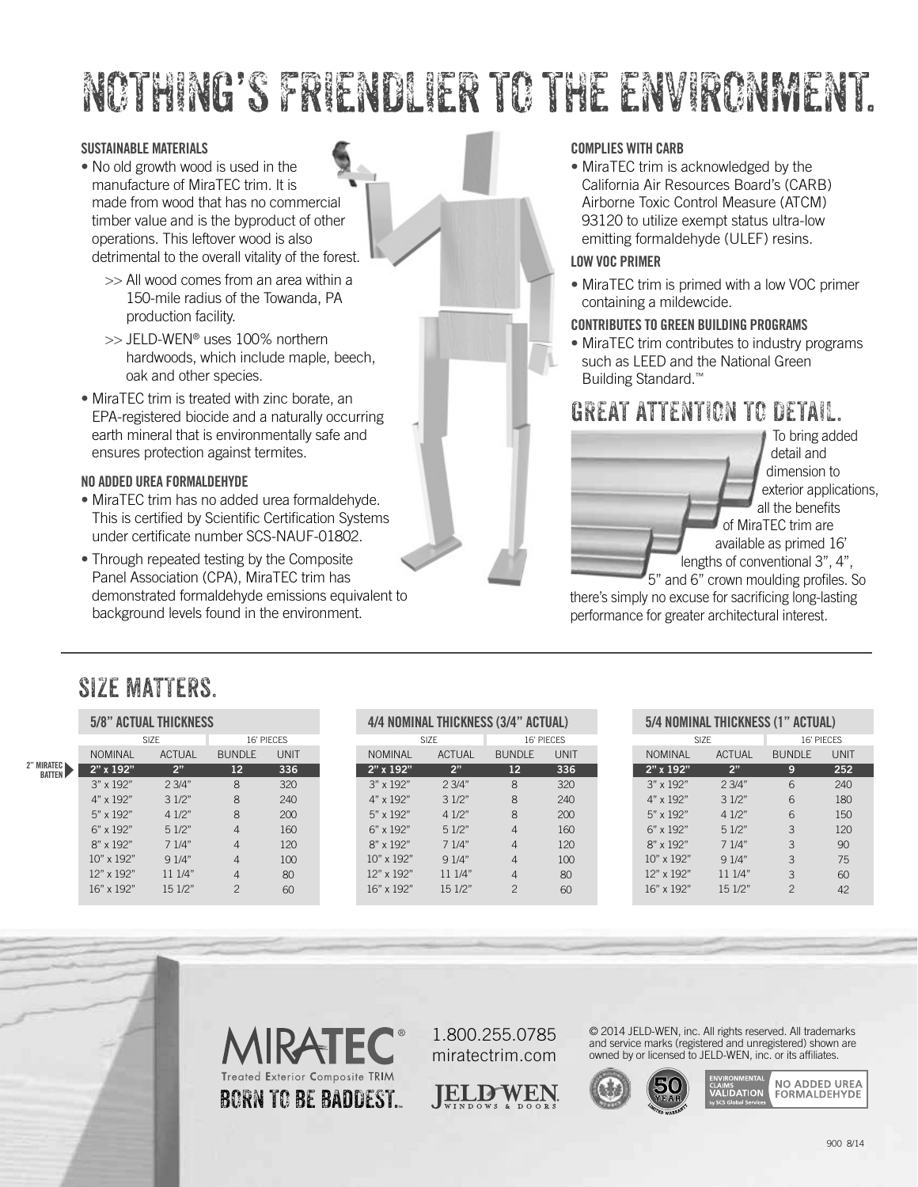# NOTHING'S FRIENDLIER TO THE ENVIRONMENT.

### SUSTAINABLE MATERIALS

- No old growth wood is used in the manufacture of MiraTEC trim. It is made from wood that has no commercial timber value and is the byproduct of other operations. This leftover wood is also detrimental to the overall vitality of the forest.
  - >> All wood comes from an area within a 150-mile radius of the Towanda, PA production facility.
  - >> JELD-WEN® uses 100% northern hardwoods, which include maple, beech, oak and other species.
- MiraTEC trim is treated with zinc borate, an EPA-registered biocide and a naturally occurring earth mineral that is environmentally safe and ensures protection against termites.

### NO ADDED UREA FORMALDEHYDE

- MiraTEC trim has no added urea formaldehyde. This is certified by Scientific Certification Systems under certificate number SCS-NAUF-01802.
- Through repeated testing by the Composite Panel Association (CPA), MiraTEC trim has demonstrated formaldehyde emissions equivalent to background levels found in the environment.

### COMPLIES WITH CARB

- MiraTEC trim is acknowledged by the California Air Resources Board's (CARB) Airborne Toxic Control Measure (ATCM) 93120 to utilize exempt status ultra-low emitting formaldehyde (ULEF) resins.

### LOW VOC PRIMER

- MiraTEC trim is primed with a low VOC primer containing a mildewcide.

### CONTRIBUTES TO GREEN BUILDING PROGRAMS

- MiraTEC trim contributes to industry programs such as LEED and the National Green Building Standard.™

## GREAT ATTENTION TO DETAIL.

To bring added detail and dimension to exterior applications, all the benefits of MiraTEC trim are available as primed 16' lengths of conventional 3", 4", 5" and 6" crown moulding profiles. So there's simply no excuse for sacrificing long-lasting performance for greater architectural interest.

## SIZE MATTERS.

**5/8" ACTUAL THICKNESS**

| SIZE | | 16' PIECES | |
|---|---|---|---|
| NOMINAL | ACTUAL | BUNDLE | UNIT |
| **2" x 192"** (2" MIRATEC BATTEN) | **2"** | **12** | **336** |
| 3" x 192" | 2 3/4" | 8 | 320 |
| 4" x 192" | 3 1/2" | 8 | 240 |
| 5" x 192" | 4 1/2" | 8 | 200 |
| 6" x 192" | 5 1/2" | 4 | 160 |
| 8" x 192" | 7 1/4" | 4 | 120 |
| 10" x 192" | 9 1/4" | 4 | 100 |
| 12" x 192" | 11 1/4" | 4 | 80 |
| 16" x 192" | 15 1/2" | 2 | 60 |

**4/4 NOMINAL THICKNESS (3/4" ACTUAL)**

| SIZE | | 16' PIECES | |
|---|---|---|---|
| NOMINAL | ACTUAL | BUNDLE | UNIT |
| **2" x 192"** | **2"** | **12** | **336** |
| 3" x 192" | 2 3/4" | 8 | 320 |
| 4" x 192" | 3 1/2" | 8 | 240 |
| 5" x 192" | 4 1/2" | 8 | 200 |
| 6" x 192" | 5 1/2" | 4 | 160 |
| 8" x 192" | 7 1/4" | 4 | 120 |
| 10" x 192" | 9 1/4" | 4 | 100 |
| 12" x 192" | 11 1/4" | 4 | 80 |
| 16" x 192" | 15 1/2" | 2 | 60 |

**5/4 NOMINAL THICKNESS (1" ACTUAL)**

| SIZE | | 16' PIECES | |
|---|---|---|---|
| NOMINAL | ACTUAL | BUNDLE | UNIT |
| **2" x 192"** | **2"** | **9** | **252** |
| 3" x 192" | 2 3/4" | 6 | 240 |
| 4" x 192" | 3 1/2" | 6 | 180 |
| 5" x 192" | 4 1/2" | 6 | 150 |
| 6" x 192" | 5 1/2" | 3 | 120 |
| 8" x 192" | 7 1/4" | 3 | 90 |
| 10" x 192" | 9 1/4" | 3 | 75 |
| 12" x 192" | 11 1/4" | 3 | 60 |
| 16" x 192" | 15 1/2" | 2 | 42 |

MIRATEC® Treated Exterior Composite TRIM

BORN TO BE BADDEST.™

1.800.255.0785
miratectrim.com

JELD-WEN WINDOWS & DOORS

© 2014 JELD-WEN, inc. All rights reserved. All trademarks and service marks (registered and unregistered) shown are owned by or licensed to JELD-WEN, inc. or its affiliates.

50 YEAR LIMITED WARRANTY

ENVIRONMENTAL CLAIMS VALIDATION by SCS Global Services — NO ADDED UREA FORMALDEHYDE

900 8/14